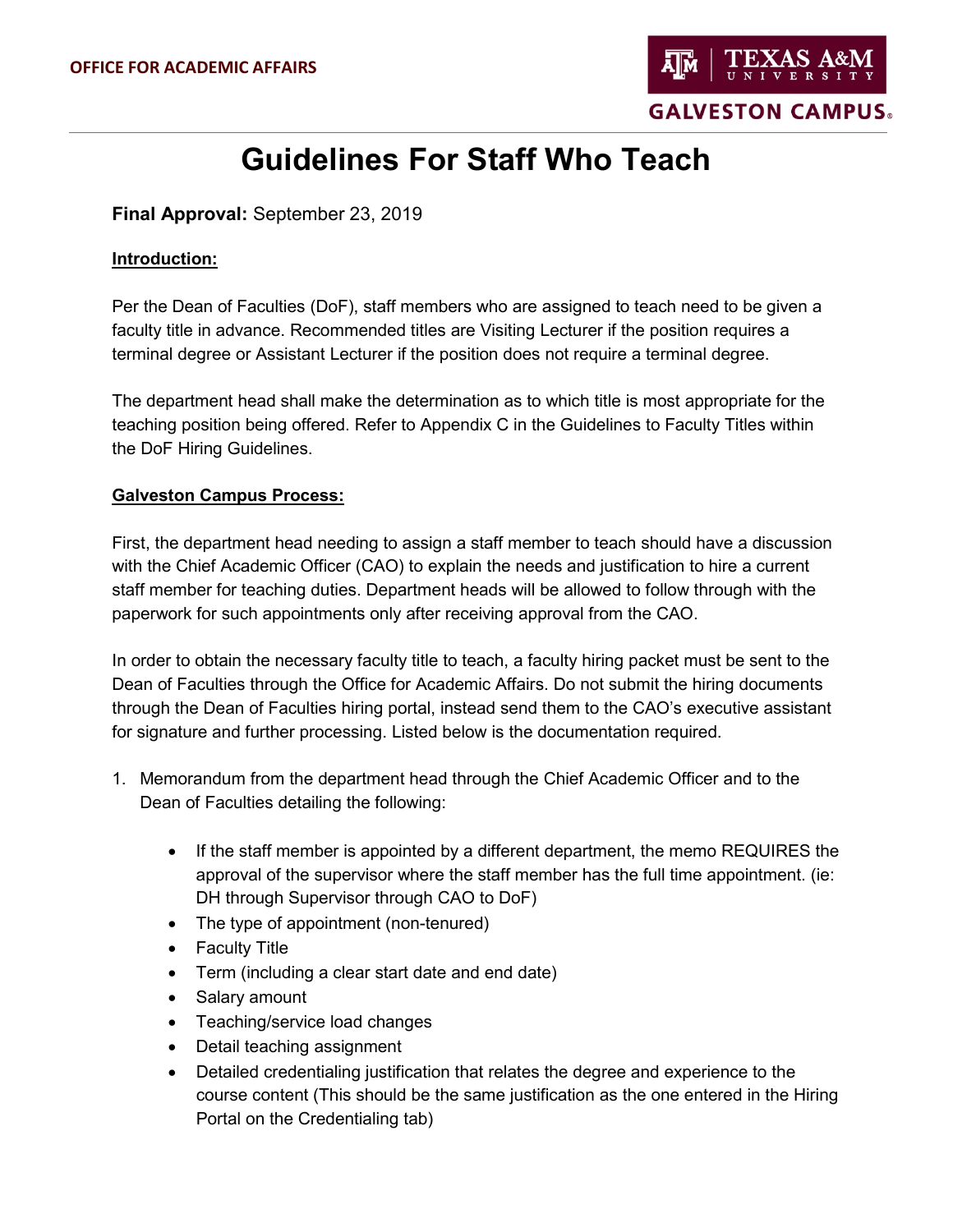OFFICE FOR ACADEMIC AFFAIRS

TEXAS A&M UNIVERSITY
GALVESTON CAMPUS

# Guidelines For Staff Who Teach

**Final Approval:** September 23, 2019

**Introduction:**

Per the Dean of Faculties (DoF), staff members who are assigned to teach need to be given a faculty title in advance. Recommended titles are Visiting Lecturer if the position requires a terminal degree or Assistant Lecturer if the position does not require a terminal degree.

The department head shall make the determination as to which title is most appropriate for the teaching position being offered. Refer to Appendix C in the Guidelines to Faculty Titles within the DoF Hiring Guidelines.

**Galveston Campus Process:**

First, the department head needing to assign a staff member to teach should have a discussion with the Chief Academic Officer (CAO) to explain the needs and justification to hire a current staff member for teaching duties. Department heads will be allowed to follow through with the paperwork for such appointments only after receiving approval from the CAO.

In order to obtain the necessary faculty title to teach, a faculty hiring packet must be sent to the Dean of Faculties through the Office for Academic Affairs. Do not submit the hiring documents through the Dean of Faculties hiring portal, instead send them to the CAO's executive assistant for signature and further processing. Listed below is the documentation required.

1. Memorandum from the department head through the Chief Academic Officer and to the Dean of Faculties detailing the following:

    - If the staff member is appointed by a different department, the memo REQUIRES the approval of the supervisor where the staff member has the full time appointment. (ie: DH through Supervisor through CAO to DoF)
    - The type of appointment (non-tenured)
    - Faculty Title
    - Term (including a clear start date and end date)
    - Salary amount
    - Teaching/service load changes
    - Detail teaching assignment
    - Detailed credentialing justification that relates the degree and experience to the course content (This should be the same justification as the one entered in the Hiring Portal on the Credentialing tab)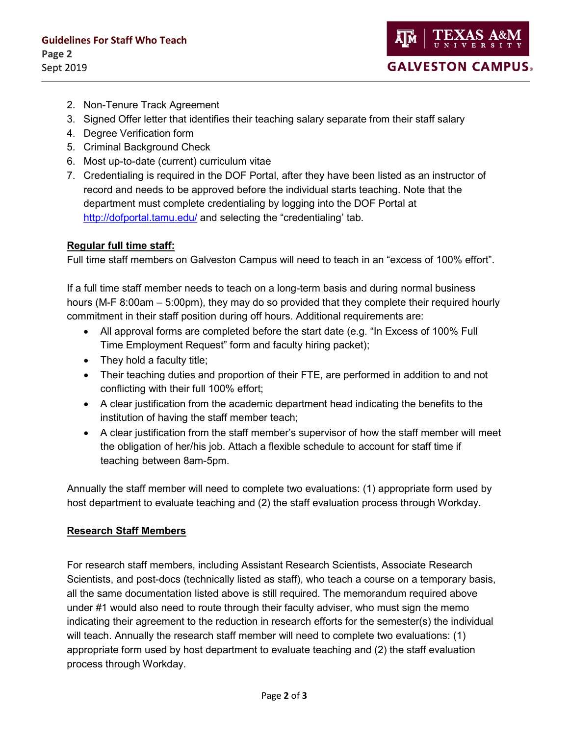2. Non-Tenure Track Agreement
3. Signed Offer letter that identifies their teaching salary separate from their staff salary
4. Degree Verification form
5. Criminal Background Check
6. Most up-to-date (current) curriculum vitae
7. Credentialing is required in the DOF Portal, after they have been listed as an instructor of record and needs to be approved before the individual starts teaching. Note that the department must complete credentialing by logging into the DOF Portal at [http://dofportal.tamu.edu/](http://dofportal.tamu.edu/) and selecting the "credentialing' tab.

**Regular full time staff:**

Full time staff members on Galveston Campus will need to teach in an "excess of 100% effort".

If a full time staff member needs to teach on a long-term basis and during normal business hours (M-F 8:00am – 5:00pm), they may do so provided that they complete their required hourly commitment in their staff position during off hours. Additional requirements are:

- All approval forms are completed before the start date (e.g. "In Excess of 100% Full Time Employment Request" form and faculty hiring packet);
- They hold a faculty title;
- Their teaching duties and proportion of their FTE, are performed in addition to and not conflicting with their full 100% effort;
- A clear justification from the academic department head indicating the benefits to the institution of having the staff member teach;
- A clear justification from the staff member's supervisor of how the staff member will meet the obligation of her/his job. Attach a flexible schedule to account for staff time if teaching between 8am-5pm.

Annually the staff member will need to complete two evaluations: (1) appropriate form used by host department to evaluate teaching and (2) the staff evaluation process through Workday.

**Research Staff Members**

For research staff members, including Assistant Research Scientists, Associate Research Scientists, and post-docs (technically listed as staff), who teach a course on a temporary basis, all the same documentation listed above is still required. The memorandum required above under #1 would also need to route through their faculty adviser, who must sign the memo indicating their agreement to the reduction in research efforts for the semester(s) the individual will teach. Annually the research staff member will need to complete two evaluations: (1) appropriate form used by host department to evaluate teaching and (2) the staff evaluation process through Workday.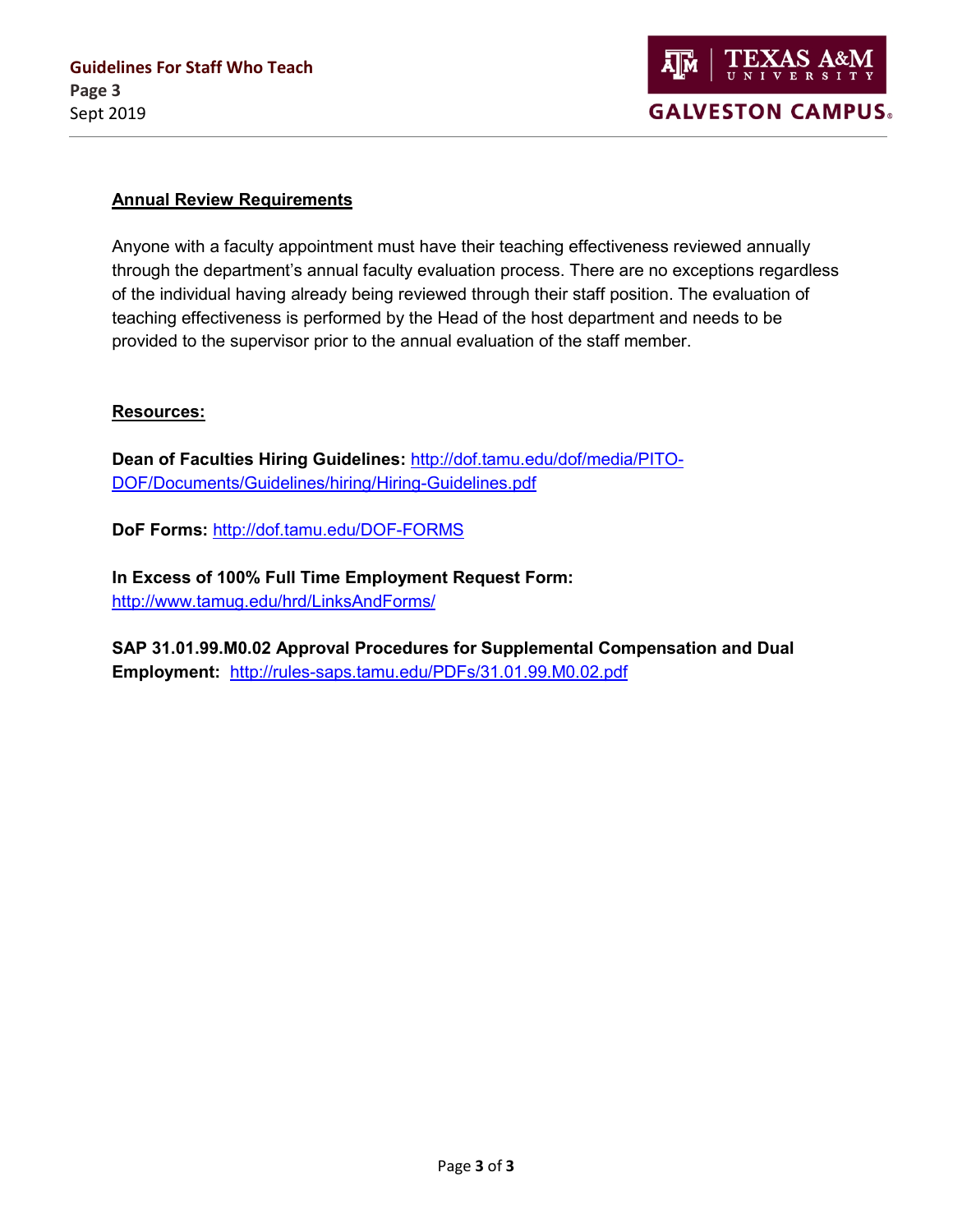## Annual Review Requirements

Anyone with a faculty appointment must have their teaching effectiveness reviewed annually through the department's annual faculty evaluation process. There are no exceptions regardless of the individual having already being reviewed through their staff position. The evaluation of teaching effectiveness is performed by the Head of the host department and needs to be provided to the supervisor prior to the annual evaluation of the staff member.

## Resources:

**Dean of Faculties Hiring Guidelines:** http://dof.tamu.edu/dof/media/PITO-DOF/Documents/Guidelines/hiring/Hiring-Guidelines.pdf

**DoF Forms:** http://dof.tamu.edu/DOF-FORMS

**In Excess of 100% Full Time Employment Request Form:**
http://www.tamug.edu/hrd/LinksAndForms/

**SAP 31.01.99.M0.02 Approval Procedures for Supplemental Compensation and Dual Employment:** http://rules-saps.tamu.edu/PDFs/31.01.99.M0.02.pdf